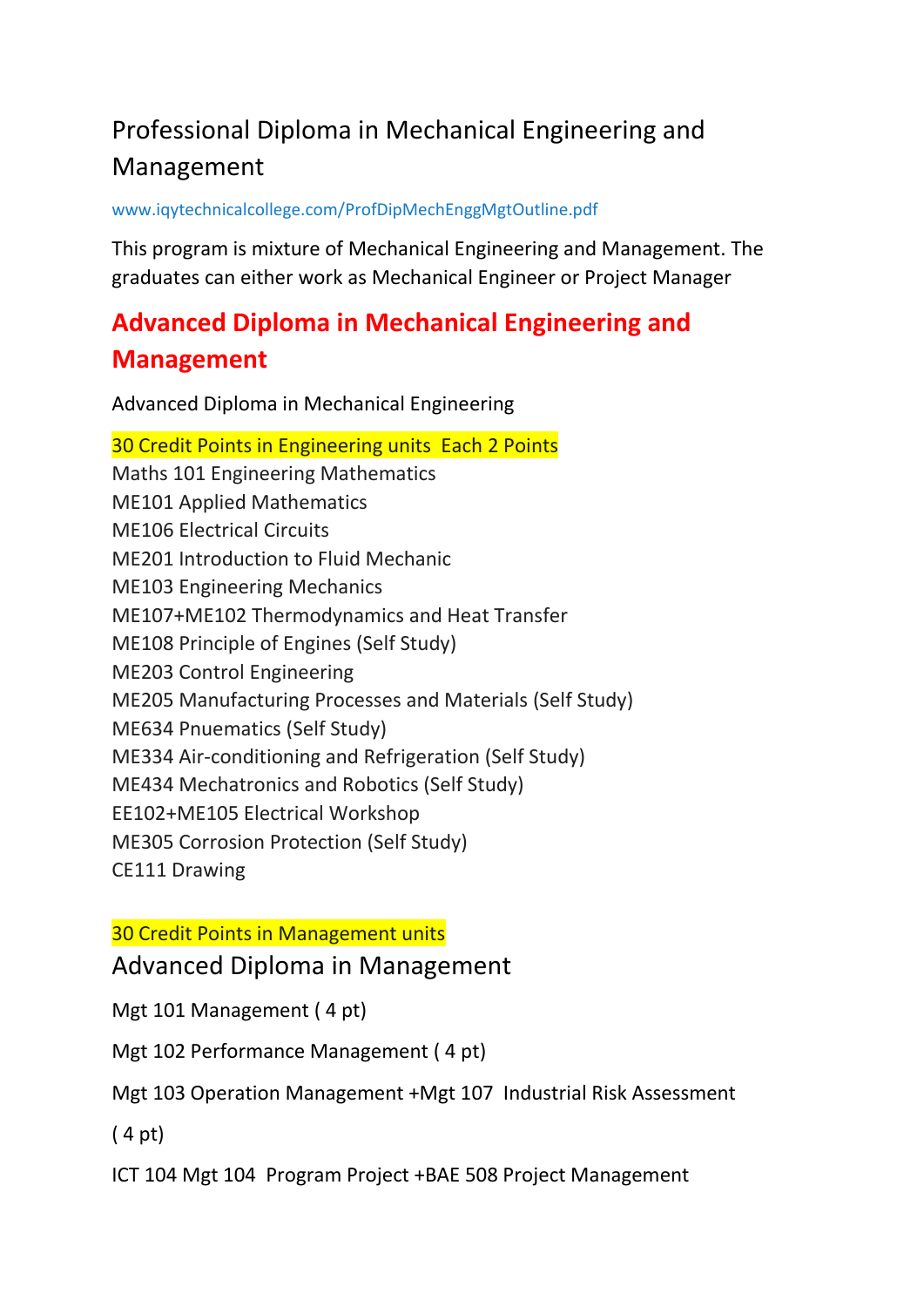# Professional Diploma in Mechanical Engineering and Management

www.iqytechnicalcollege.com/ProfDipMechEnggMgtOutline.pdf

This program is mixture of Mechanical Engineering and Management. The graduates can either work as Mechanical Engineer or Project Manager

## Advanced Diploma in Mechanical Engineering and Management

Advanced Diploma in Mechanical Engineering

30 Credit Points in Engineering units  Each 2 Points

Maths 101 Engineering Mathematics
ME101 Applied Mathematics
ME106 Electrical Circuits
ME201 Introduction to Fluid Mechanic
ME103 Engineering Mechanics
ME107+ME102 Thermodynamics and Heat Transfer
ME108 Principle of Engines (Self Study)
ME203 Control Engineering
ME205 Manufacturing Processes and Materials (Self Study)
ME634 Pnuematics (Self Study)
ME334 Air-conditioning and Refrigeration (Self Study)
ME434 Mechatronics and Robotics (Self Study)
EE102+ME105 Electrical Workshop
ME305 Corrosion Protection (Self Study)
CE111 Drawing

30 Credit Points in Management units

### Advanced Diploma in Management

Mgt 101 Management ( 4 pt)

Mgt 102 Performance Management ( 4 pt)

Mgt 103 Operation Management +Mgt 107  Industrial Risk Assessment

( 4 pt)

ICT 104 Mgt 104  Program Project +BAE 508 Project Management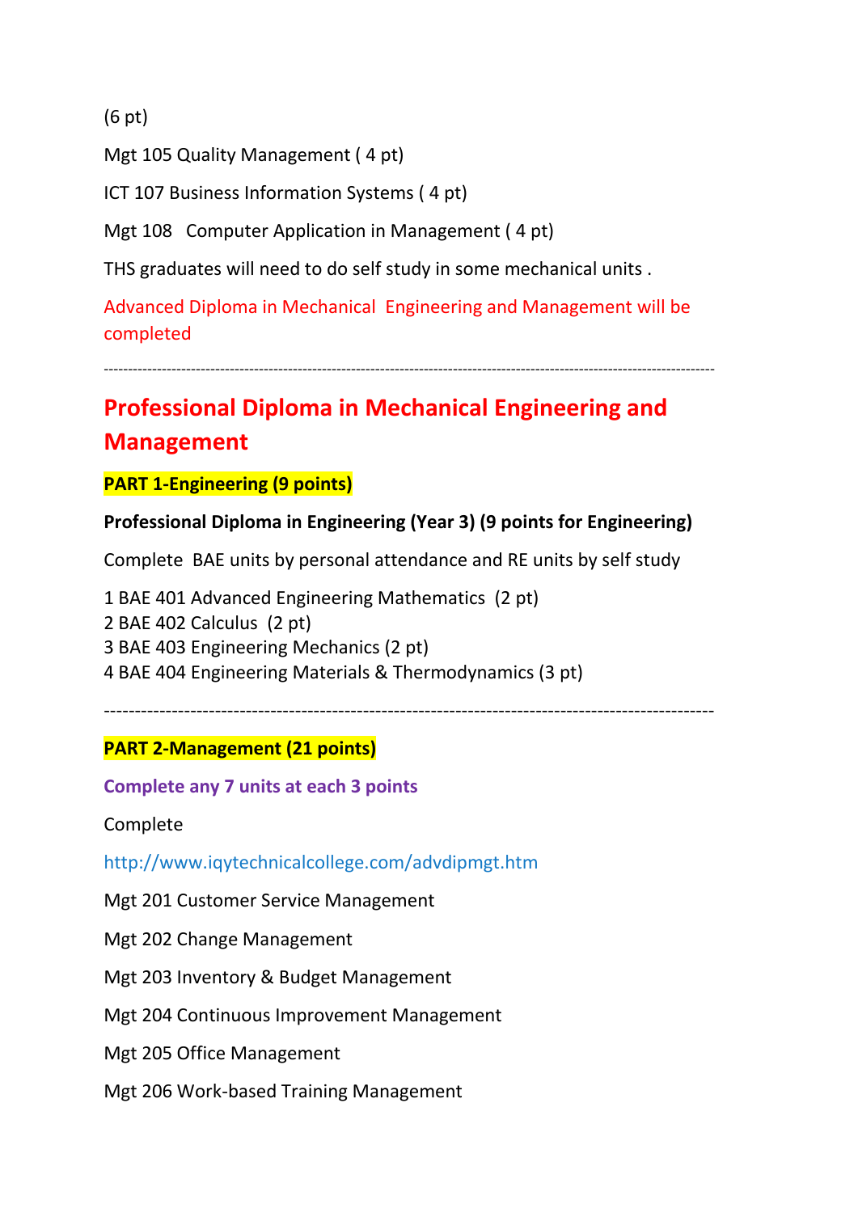(6 pt)

Mgt 105 Quality Management ( 4 pt)

ICT 107 Business Information Systems ( 4 pt)

Mgt 108 Computer Application in Management ( 4 pt)

THS graduates will need to do self study in some mechanical units .

Advanced Diploma in Mechanical Engineering and Management will be completed

---

## Professional Diploma in Mechanical Engineering and Management

**PART 1-Engineering (9 points)**

**Professional Diploma in Engineering (Year 3) (9 points for Engineering)**

Complete BAE units by personal attendance and RE units by self study

1 BAE 401 Advanced Engineering Mathematics (2 pt)
2 BAE 402 Calculus (2 pt)
3 BAE 403 Engineering Mechanics (2 pt)
4 BAE 404 Engineering Materials & Thermodynamics (3 pt)

---

**PART 2-Management (21 points)**

**Complete any 7 units at each 3 points**

Complete

http://www.iqytechnicalcollege.com/advdipmgt.htm

Mgt 201 Customer Service Management

Mgt 202 Change Management

Mgt 203 Inventory & Budget Management

Mgt 204 Continuous Improvement Management

Mgt 205 Office Management

Mgt 206 Work-based Training Management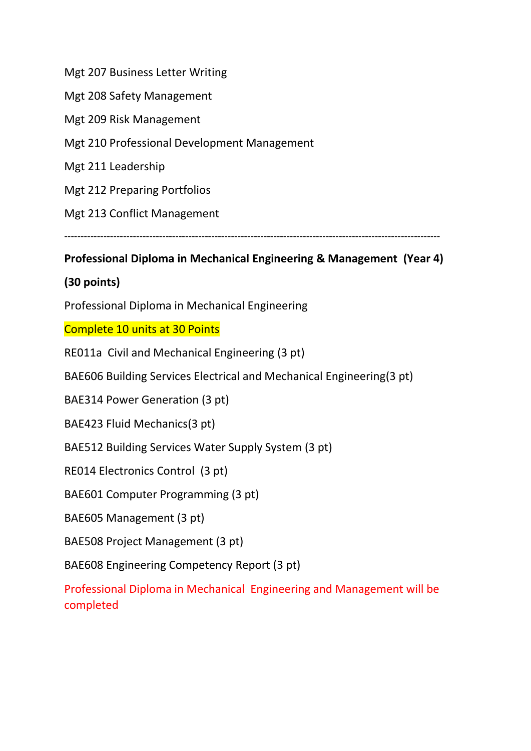Mgt 207 Business Letter Writing

Mgt 208 Safety Management

Mgt 209 Risk Management

Mgt 210 Professional Development Management

Mgt 211 Leadership

Mgt 212 Preparing Portfolios

Mgt 213 Conflict Management

---

**Professional Diploma in Mechanical Engineering & Management (Year 4)**

**(30 points)**

Professional Diploma in Mechanical Engineering

Complete 10 units at 30 Points

RE011a Civil and Mechanical Engineering (3 pt)

BAE606 Building Services Electrical and Mechanical Engineering(3 pt)

BAE314 Power Generation (3 pt)

BAE423 Fluid Mechanics(3 pt)

BAE512 Building Services Water Supply System (3 pt)

RE014 Electronics Control (3 pt)

BAE601 Computer Programming (3 pt)

BAE605 Management (3 pt)

BAE508 Project Management (3 pt)

BAE608 Engineering Competency Report (3 pt)

Professional Diploma in Mechanical Engineering and Management will be completed